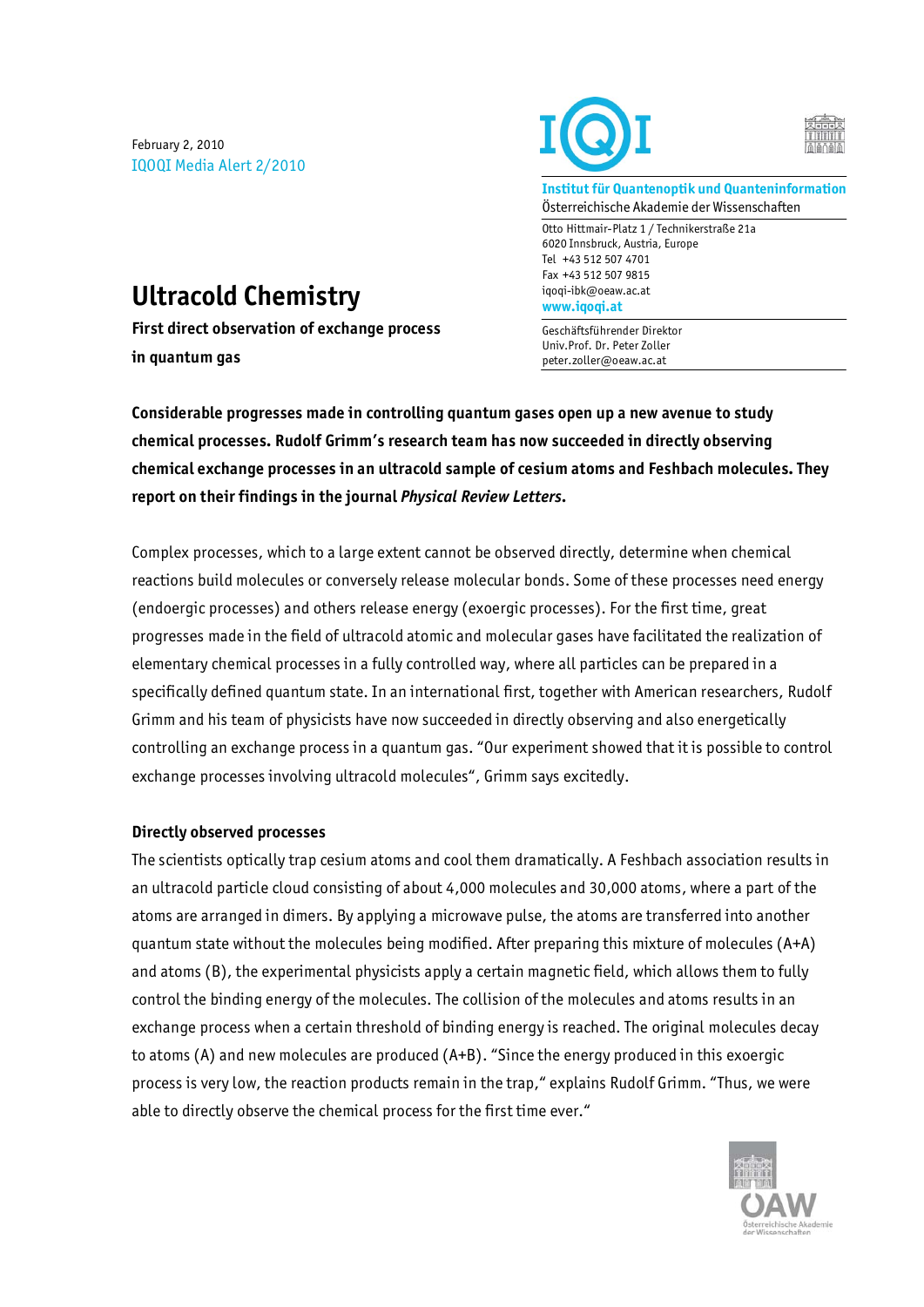February 2, 2010

IQOQI Media Alert 2/2010

**Institut für Quantenoptik und Quanteninformation**
Österreichische Akademie der Wissenschaften

Otto Hittmair-Platz 1 / Technikerstraße 21a
6020 Innsbruck, Austria, Europe
Tel +43 512 507 4701
Fax +43 512 507 9815
iqoqi-ibk@oeaw.ac.at
www.iqoqi.at

Geschäftsführender Direktor
Univ.Prof. Dr. Peter Zoller
peter.zoller@oeaw.ac.at

# Ultracold Chemistry

**First direct observation of exchange process in quantum gas**

**Considerable progresses made in controlling quantum gases open up a new avenue to study chemical processes. Rudolf Grimm's research team has now succeeded in directly observing chemical exchange processes in an ultracold sample of cesium atoms and Feshbach molecules. They report on their findings in the journal *Physical Review Letters*.**

Complex processes, which to a large extent cannot be observed directly, determine when chemical reactions build molecules or conversely release molecular bonds. Some of these processes need energy (endoergic processes) and others release energy (exoergic processes). For the first time, great progresses made in the field of ultracold atomic and molecular gases have facilitated the realization of elementary chemical processes in a fully controlled way, where all particles can be prepared in a specifically defined quantum state. In an international first, together with American researchers, Rudolf Grimm and his team of physicists have now succeeded in directly observing and also energetically controlling an exchange process in a quantum gas. "Our experiment showed that it is possible to control exchange processes involving ultracold molecules", Grimm says excitedly.

## Directly observed processes

The scientists optically trap cesium atoms and cool them dramatically. A Feshbach association results in an ultracold particle cloud consisting of about 4,000 molecules and 30,000 atoms, where a part of the atoms are arranged in dimers. By applying a microwave pulse, the atoms are transferred into another quantum state without the molecules being modified. After preparing this mixture of molecules (A+A) and atoms (B), the experimental physicists apply a certain magnetic field, which allows them to fully control the binding energy of the molecules. The collision of the molecules and atoms results in an exchange process when a certain threshold of binding energy is reached. The original molecules decay to atoms (A) and new molecules are produced (A+B). "Since the energy produced in this exoergic process is very low, the reaction products remain in the trap," explains Rudolf Grimm. "Thus, we were able to directly observe the chemical process for the first time ever."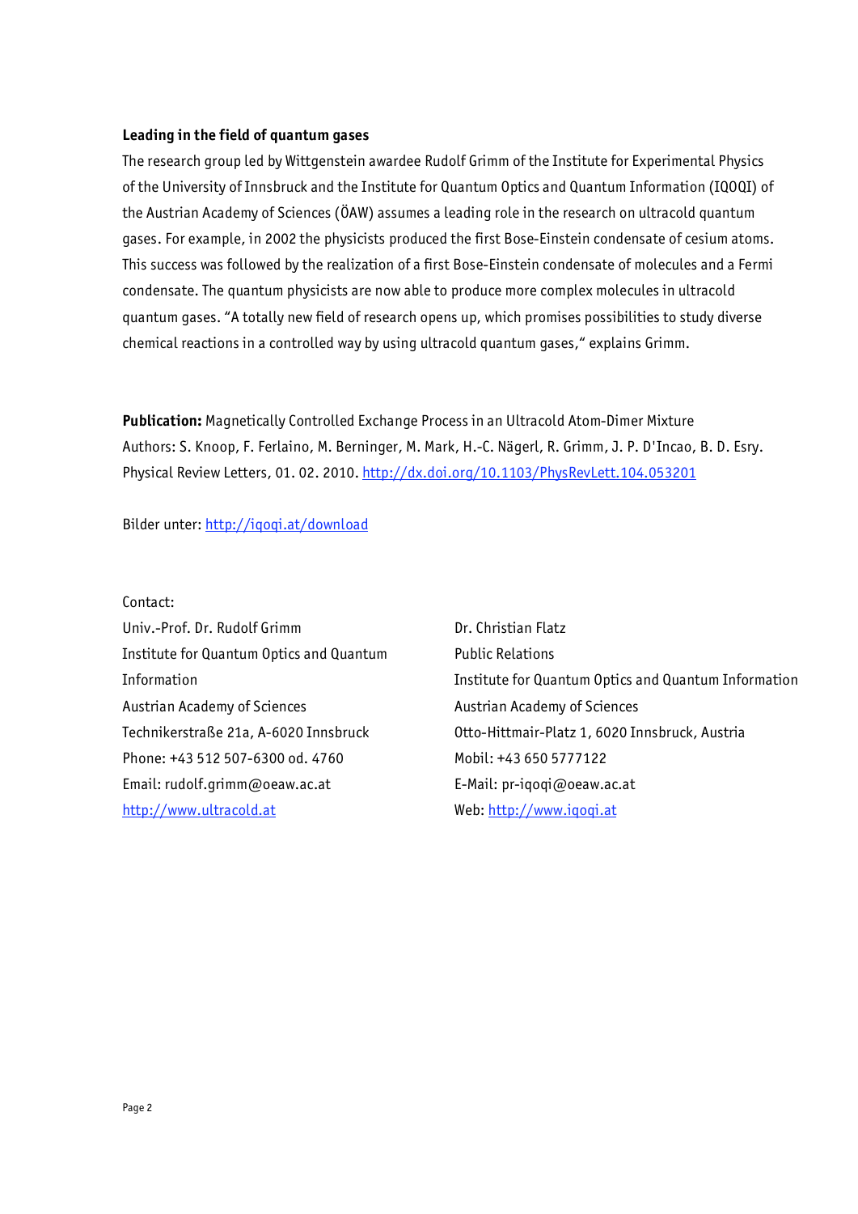**Leading in the field of quantum gases**

The research group led by Wittgenstein awardee Rudolf Grimm of the Institute for Experimental Physics of the University of Innsbruck and the Institute for Quantum Optics and Quantum Information (IQOQI) of the Austrian Academy of Sciences (ÖAW) assumes a leading role in the research on ultracold quantum gases. For example, in 2002 the physicists produced the first Bose-Einstein condensate of cesium atoms. This success was followed by the realization of a first Bose-Einstein condensate of molecules and a Fermi condensate. The quantum physicists are now able to produce more complex molecules in ultracold quantum gases. "A totally new field of research opens up, which promises possibilities to study diverse chemical reactions in a controlled way by using ultracold quantum gases," explains Grimm.

**Publication:** Magnetically Controlled Exchange Process in an Ultracold Atom-Dimer Mixture
Authors: S. Knoop, F. Ferlaino, M. Berninger, M. Mark, H.-C. Nägerl, R. Grimm, J. P. D'Incao, B. D. Esry.
Physical Review Letters, 01. 02. 2010. http://dx.doi.org/10.1103/PhysRevLett.104.053201

Bilder unter: http://iqoqi.at/download

Contact:

Univ.-Prof. Dr. Rudolf Grimm
Institute for Quantum Optics and Quantum Information
Austrian Academy of Sciences
Technikerstraße 21a, A-6020 Innsbruck
Phone: +43 512 507-6300 od. 4760
Email: rudolf.grimm@oeaw.ac.at
http://www.ultracold.at

Dr. Christian Flatz
Public Relations
Institute for Quantum Optics and Quantum Information
Austrian Academy of Sciences
Otto-Hittmair-Platz 1, 6020 Innsbruck, Austria
Mobil: +43 650 5777122
E-Mail: pr-iqoqi@oeaw.ac.at
Web: http://www.iqoqi.at